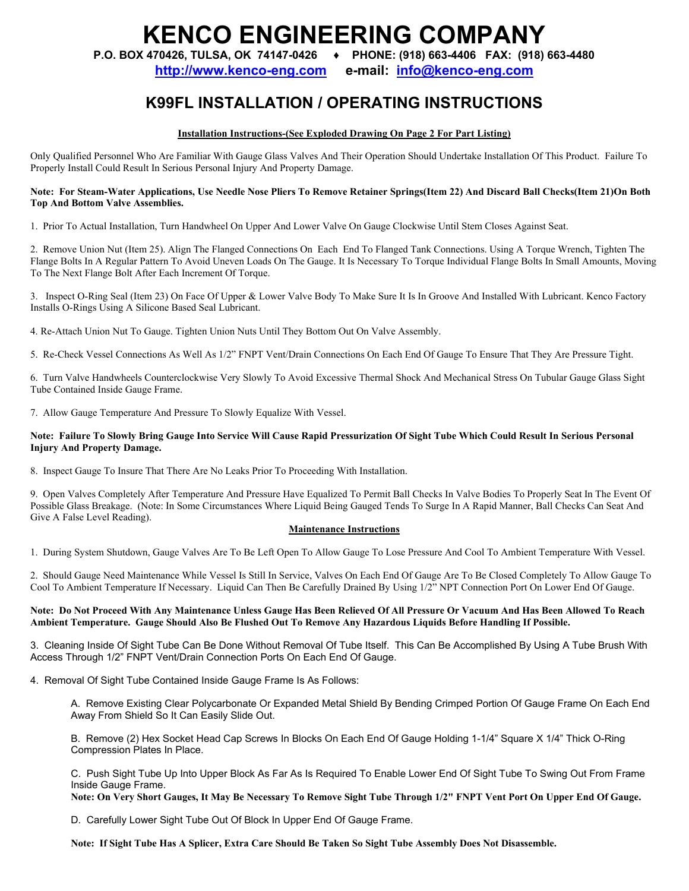# KENCO ENGINEERING COMPANY

**P.O. BOX 470426, TULSA, OK 74147-0426 ♦ PHONE: (918) 663-4406 FAX: (918) 663-4480**

**http://www.kenco-eng.com e-mail: info@kenco-eng.com**

## K99FL INSTALLATION / OPERATING INSTRUCTIONS

**Installation Instructions-(See Exploded Drawing On Page 2 For Part Listing)**

Only Qualified Personnel Who Are Familiar With Gauge Glass Valves And Their Operation Should Undertake Installation Of This Product. Failure To Properly Install Could Result In Serious Personal Injury And Property Damage.

**Note: For Steam-Water Applications, Use Needle Nose Pliers To Remove Retainer Springs(Item 22) And Discard Ball Checks(Item 21)On Both Top And Bottom Valve Assemblies.**

1. Prior To Actual Installation, Turn Handwheel On Upper And Lower Valve On Gauge Clockwise Until Stem Closes Against Seat.

2. Remove Union Nut (Item 25). Align The Flanged Connections On Each End To Flanged Tank Connections. Using A Torque Wrench, Tighten The Flange Bolts In A Regular Pattern To Avoid Uneven Loads On The Gauge. It Is Necessary To Torque Individual Flange Bolts In Small Amounts, Moving To The Next Flange Bolt After Each Increment Of Torque.

3. Inspect O-Ring Seal (Item 23) On Face Of Upper & Lower Valve Body To Make Sure It Is In Groove And Installed With Lubricant. Kenco Factory Installs O-Rings Using A Silicone Based Seal Lubricant.

4. Re-Attach Union Nut To Gauge. Tighten Union Nuts Until They Bottom Out On Valve Assembly.

5. Re-Check Vessel Connections As Well As 1/2" FNPT Vent/Drain Connections On Each End Of Gauge To Ensure That They Are Pressure Tight.

6. Turn Valve Handwheels Counterclockwise Very Slowly To Avoid Excessive Thermal Shock And Mechanical Stress On Tubular Gauge Glass Sight Tube Contained Inside Gauge Frame.

7. Allow Gauge Temperature And Pressure To Slowly Equalize With Vessel.

**Note: Failure To Slowly Bring Gauge Into Service Will Cause Rapid Pressurization Of Sight Tube Which Could Result In Serious Personal Injury And Property Damage.**

8. Inspect Gauge To Insure That There Are No Leaks Prior To Proceeding With Installation.

9. Open Valves Completely After Temperature And Pressure Have Equalized To Permit Ball Checks In Valve Bodies To Properly Seat In The Event Of Possible Glass Breakage. (Note: In Some Circumstances Where Liquid Being Gauged Tends To Surge In A Rapid Manner, Ball Checks Can Seat And Give A False Level Reading).

**Maintenance Instructions**

1. During System Shutdown, Gauge Valves Are To Be Left Open To Allow Gauge To Lose Pressure And Cool To Ambient Temperature With Vessel.

2. Should Gauge Need Maintenance While Vessel Is Still In Service, Valves On Each End Of Gauge Are To Be Closed Completely To Allow Gauge To Cool To Ambient Temperature If Necessary. Liquid Can Then Be Carefully Drained By Using 1/2" NPT Connection Port On Lower End Of Gauge.

**Note: Do Not Proceed With Any Maintenance Unless Gauge Has Been Relieved Of All Pressure Or Vacuum And Has Been Allowed To Reach Ambient Temperature. Gauge Should Also Be Flushed Out To Remove Any Hazardous Liquids Before Handling If Possible.**

3. Cleaning Inside Of Sight Tube Can Be Done Without Removal Of Tube Itself. This Can Be Accomplished By Using A Tube Brush With Access Through 1/2" FNPT Vent/Drain Connection Ports On Each End Of Gauge.

4. Removal Of Sight Tube Contained Inside Gauge Frame Is As Follows:

   A. Remove Existing Clear Polycarbonate Or Expanded Metal Shield By Bending Crimped Portion Of Gauge Frame On Each End Away From Shield So It Can Easily Slide Out.

   B. Remove (2) Hex Socket Head Cap Screws In Blocks On Each End Of Gauge Holding 1-1/4" Square X 1/4" Thick O-Ring Compression Plates In Place.

   C. Push Sight Tube Up Into Upper Block As Far As Is Required To Enable Lower End Of Sight Tube To Swing Out From Frame Inside Gauge Frame.
   **Note: On Very Short Gauges, It May Be Necessary To Remove Sight Tube Through 1/2" FNPT Vent Port On Upper End Of Gauge.**

   D. Carefully Lower Sight Tube Out Of Block In Upper End Of Gauge Frame.

   **Note: If Sight Tube Has A Splicer, Extra Care Should Be Taken So Sight Tube Assembly Does Not Disassemble.**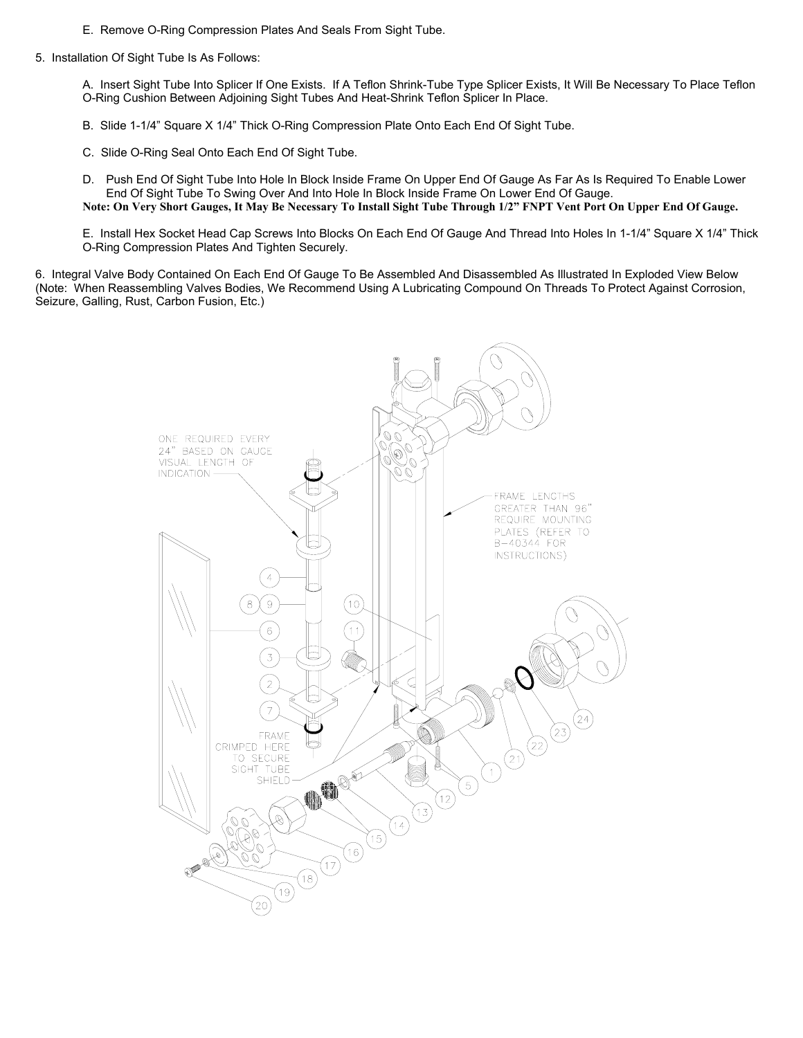E. Remove O-Ring Compression Plates And Seals From Sight Tube.

5. Installation Of Sight Tube Is As Follows:

A. Insert Sight Tube Into Splicer If One Exists. If A Teflon Shrink-Tube Type Splicer Exists, It Will Be Necessary To Place Teflon O-Ring Cushion Between Adjoining Sight Tubes And Heat-Shrink Teflon Splicer In Place.

B. Slide 1-1/4" Square X 1/4" Thick O-Ring Compression Plate Onto Each End Of Sight Tube.

C. Slide O-Ring Seal Onto Each End Of Sight Tube.

D. Push End Of Sight Tube Into Hole In Block Inside Frame On Upper End Of Gauge As Far As Is Required To Enable Lower End Of Sight Tube To Swing Over And Into Hole In Block Inside Frame On Lower End Of Gauge.

**Note: On Very Short Gauges, It May Be Necessary To Install Sight Tube Through 1/2" FNPT Vent Port On Upper End Of Gauge.**

E. Install Hex Socket Head Cap Screws Into Blocks On Each End Of Gauge And Thread Into Holes In 1-1/4" Square X 1/4" Thick O-Ring Compression Plates And Tighten Securely.

6. Integral Valve Body Contained On Each End Of Gauge To Be Assembled And Disassembled As Illustrated In Exploded View Below (Note: When Reassembling Valves Bodies, We Recommend Using A Lubricating Compound On Threads To Protect Against Corrosion, Seizure, Galling, Rust, Carbon Fusion, Etc.)

ONE REQUIRED EVERY 24" BASED ON GAUGE VISUAL LENGTH OF INDICATION

FRAME LENGTHS GREATER THAN 96" REQUIRE MOUNTING PLATES (REFER TO B-40344 FOR INSTRUCTIONS)

FRAME CRIMPED HERE TO SECURE SIGHT TUBE SHIELD

1 2 3 4 5 6 7 8 9 10 11 12 13 14 15 16 17 18 19 20 21 22 23 24